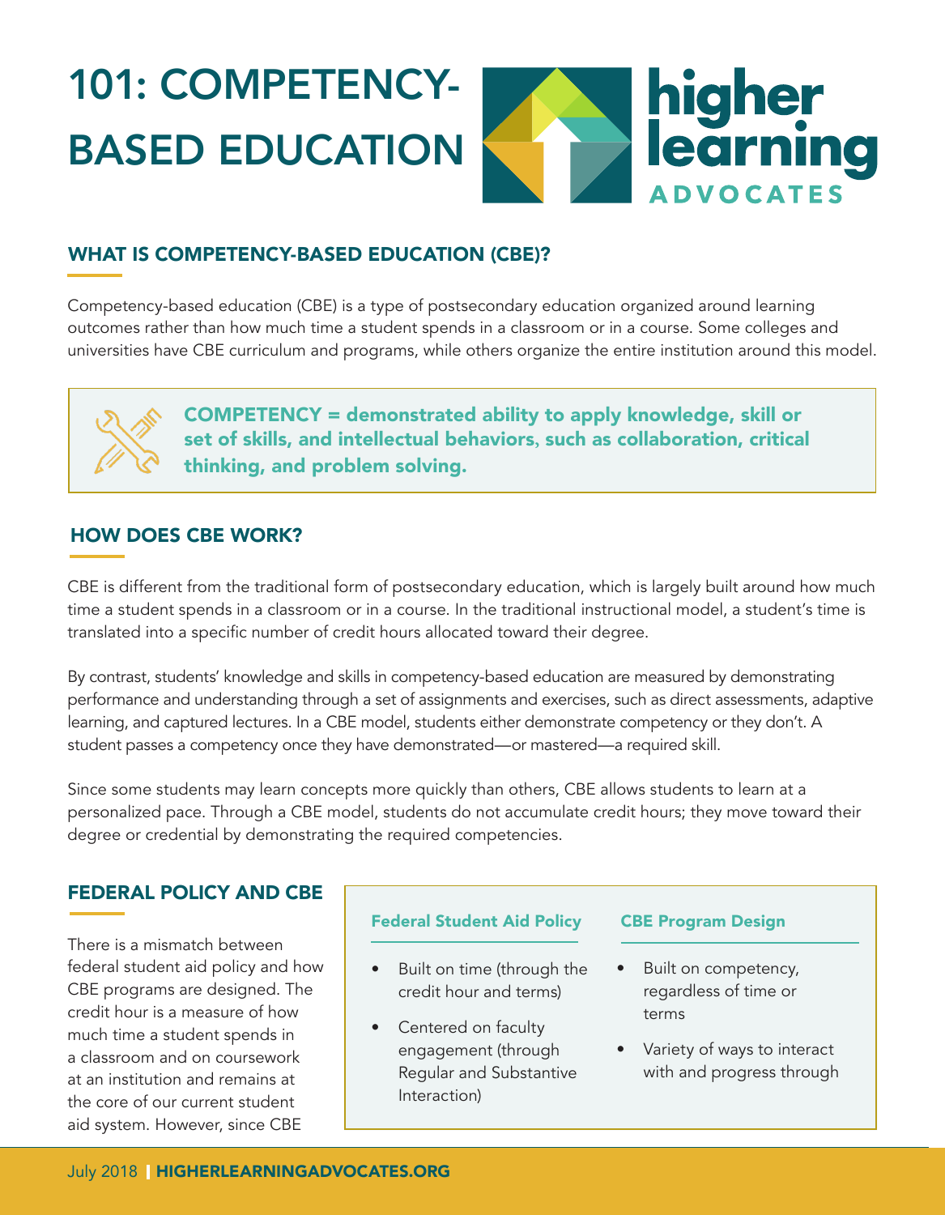# 101: COMPETENCY-BASED EDUCATION

higher learning ADVOCATES

## WHAT IS COMPETENCY-BASED EDUCATION (CBE)?

Competency-based education (CBE) is a type of postsecondary education organized around learning outcomes rather than how much time a student spends in a classroom or in a course. Some colleges and universities have CBE curriculum and programs, while others organize the entire institution around this model.

**COMPETENCY = demonstrated ability to apply knowledge, skill or set of skills, and intellectual behaviors, such as collaboration, critical thinking, and problem solving.**

## HOW DOES CBE WORK?

CBE is different from the traditional form of postsecondary education, which is largely built around how much time a student spends in a classroom or in a course. In the traditional instructional model, a student's time is translated into a specific number of credit hours allocated toward their degree.

By contrast, students' knowledge and skills in competency-based education are measured by demonstrating performance and understanding through a set of assignments and exercises, such as direct assessments, adaptive learning, and captured lectures. In a CBE model, students either demonstrate competency or they don't. A student passes a competency once they have demonstrated—or mastered—a required skill.

Since some students may learn concepts more quickly than others, CBE allows students to learn at a personalized pace. Through a CBE model, students do not accumulate credit hours; they move toward their degree or credential by demonstrating the required competencies.

## FEDERAL POLICY AND CBE

There is a mismatch between federal student aid policy and how CBE programs are designed. The credit hour is a measure of how much time a student spends in a classroom and on coursework at an institution and remains at the core of our current student aid system. However, since CBE

| Federal Student Aid Policy | CBE Program Design |
| --- | --- |
| • Built on time (through the credit hour and terms)<br>• Centered on faculty engagement (through Regular and Substantive Interaction) | • Built on competency, regardless of time or terms<br>• Variety of ways to interact with and progress through |

July 2018 | HIGHERLEARNINGADVOCATES.ORG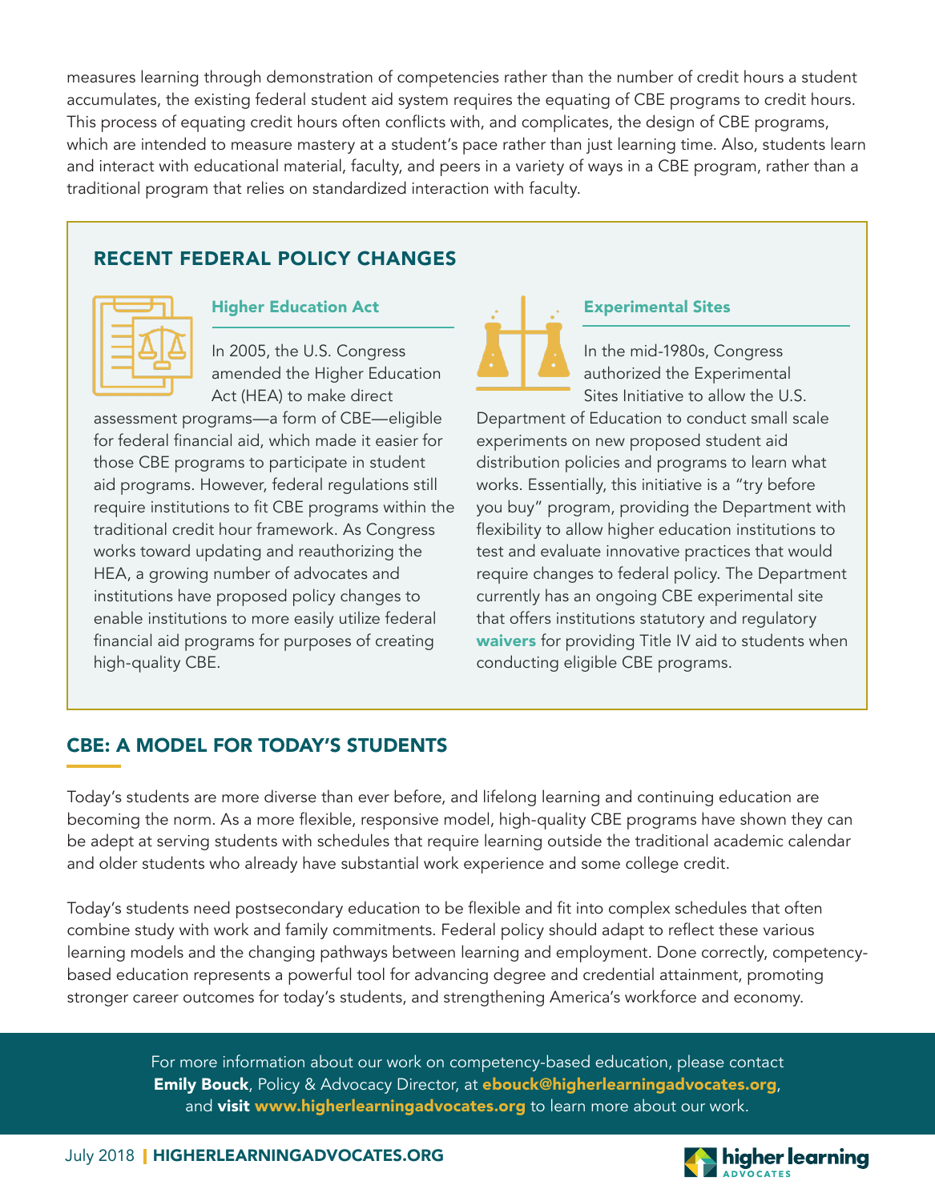measures learning through demonstration of competencies rather than the number of credit hours a student accumulates, the existing federal student aid system requires the equating of CBE programs to credit hours. This process of equating credit hours often conflicts with, and complicates, the design of CBE programs, which are intended to measure mastery at a student's pace rather than just learning time. Also, students learn and interact with educational material, faculty, and peers in a variety of ways in a CBE program, rather than a traditional program that relies on standardized interaction with faculty.

## RECENT FEDERAL POLICY CHANGES

### Higher Education Act

In 2005, the U.S. Congress amended the Higher Education Act (HEA) to make direct assessment programs—a form of CBE—eligible for federal financial aid, which made it easier for those CBE programs to participate in student aid programs. However, federal regulations still require institutions to fit CBE programs within the traditional credit hour framework. As Congress works toward updating and reauthorizing the HEA, a growing number of advocates and institutions have proposed policy changes to enable institutions to more easily utilize federal financial aid programs for purposes of creating high-quality CBE.

### Experimental Sites

In the mid-1980s, Congress authorized the Experimental Sites Initiative to allow the U.S. Department of Education to conduct small scale experiments on new proposed student aid distribution policies and programs to learn what works. Essentially, this initiative is a "try before you buy" program, providing the Department with flexibility to allow higher education institutions to test and evaluate innovative practices that would require changes to federal policy. The Department currently has an ongoing CBE experimental site that offers institutions statutory and regulatory **waivers** for providing Title IV aid to students when conducting eligible CBE programs.

## CBE: A MODEL FOR TODAY'S STUDENTS

Today's students are more diverse than ever before, and lifelong learning and continuing education are becoming the norm. As a more flexible, responsive model, high-quality CBE programs have shown they can be adept at serving students with schedules that require learning outside the traditional academic calendar and older students who already have substantial work experience and some college credit.

Today's students need postsecondary education to be flexible and fit into complex schedules that often combine study with work and family commitments. Federal policy should adapt to reflect these various learning models and the changing pathways between learning and employment. Done correctly, competency-based education represents a powerful tool for advancing degree and credential attainment, promoting stronger career outcomes for today's students, and strengthening America's workforce and economy.

For more information about our work on competency-based education, please contact **Emily Bouck**, Policy & Advocacy Director, at **ebouck@higherlearningadvocates.org**, and **visit www.higherlearningadvocates.org** to learn more about our work.

July 2018 | HIGHERLEARNINGADVOCATES.ORG

higher learning ADVOCATES